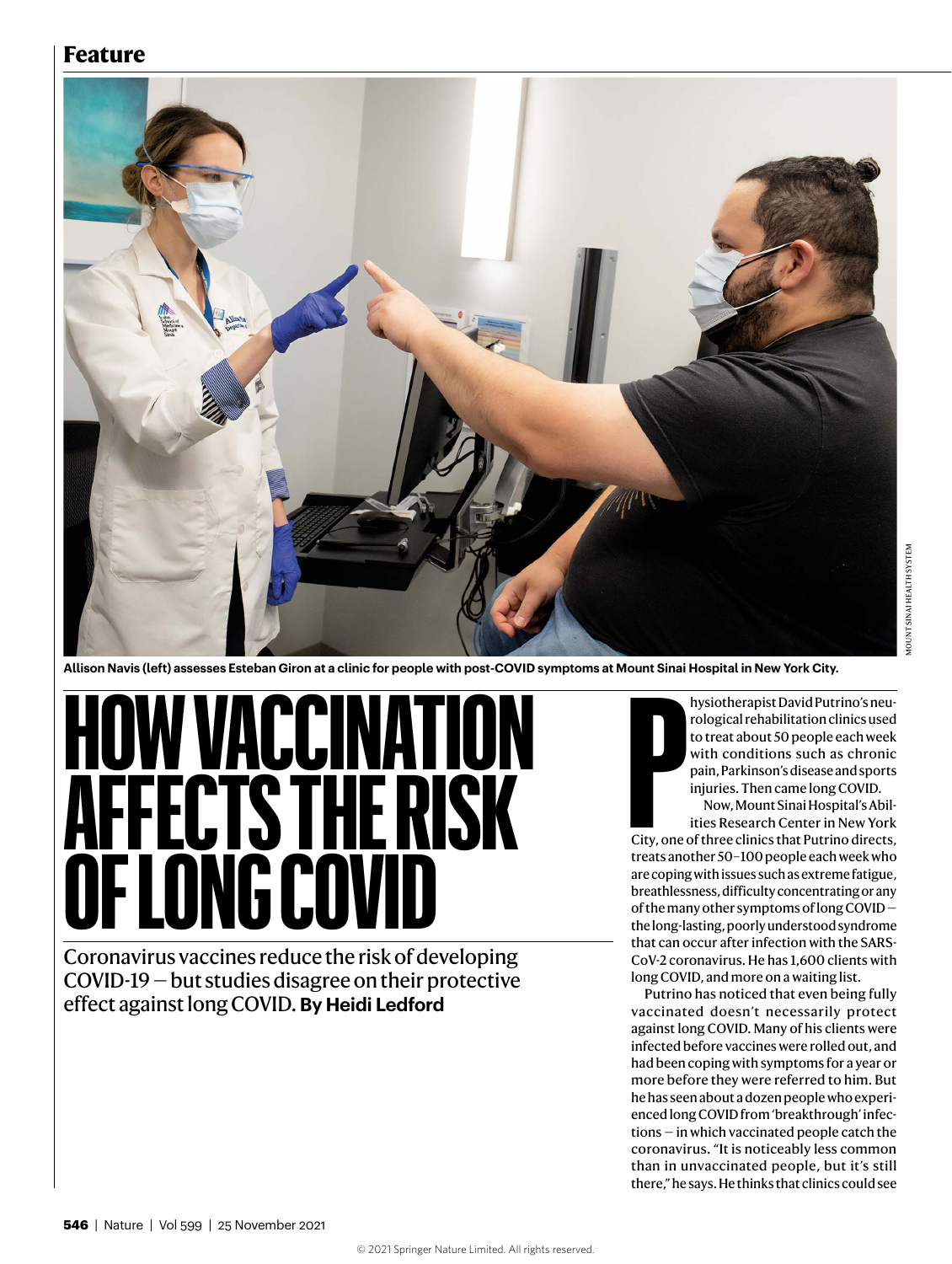Feature

Allison Navis (left) assesses Esteban Giron at a clinic for people with post-COVID symptoms at Mount Sinai Hospital in New York City.

# HOW VACCINATION AFFECTS THE RISK OF LONG COVID

Coronavirus vaccines reduce the risk of developing COVID-19 — but studies disagree on their protective effect against long COVID. **By Heidi Ledford**

Physiotherapist David Putrino's neurological rehabilitation clinics used to treat about 50 people each week with conditions such as chronic pain, Parkinson's disease and sports injuries. Then came long COVID.

Now, Mount Sinai Hospital's Abilities Research Center in New York City, one of three clinics that Putrino directs, treats another 50–100 people each week who are coping with issues such as extreme fatigue, breathlessness, difficulty concentrating or any of the many other symptoms of long COVID — the long-lasting, poorly understood syndrome that can occur after infection with the SARS-CoV-2 coronavirus. He has 1,600 clients with long COVID, and more on a waiting list.

Putrino has noticed that even being fully vaccinated doesn't necessarily protect against long COVID. Many of his clients were infected before vaccines were rolled out, and had been coping with symptoms for a year or more before they were referred to him. But he has seen about a dozen people who experienced long COVID from 'breakthrough' infections — in which vaccinated people catch the coronavirus. "It is noticeably less common than in unvaccinated people, but it's still there," he says. He thinks that clinics could see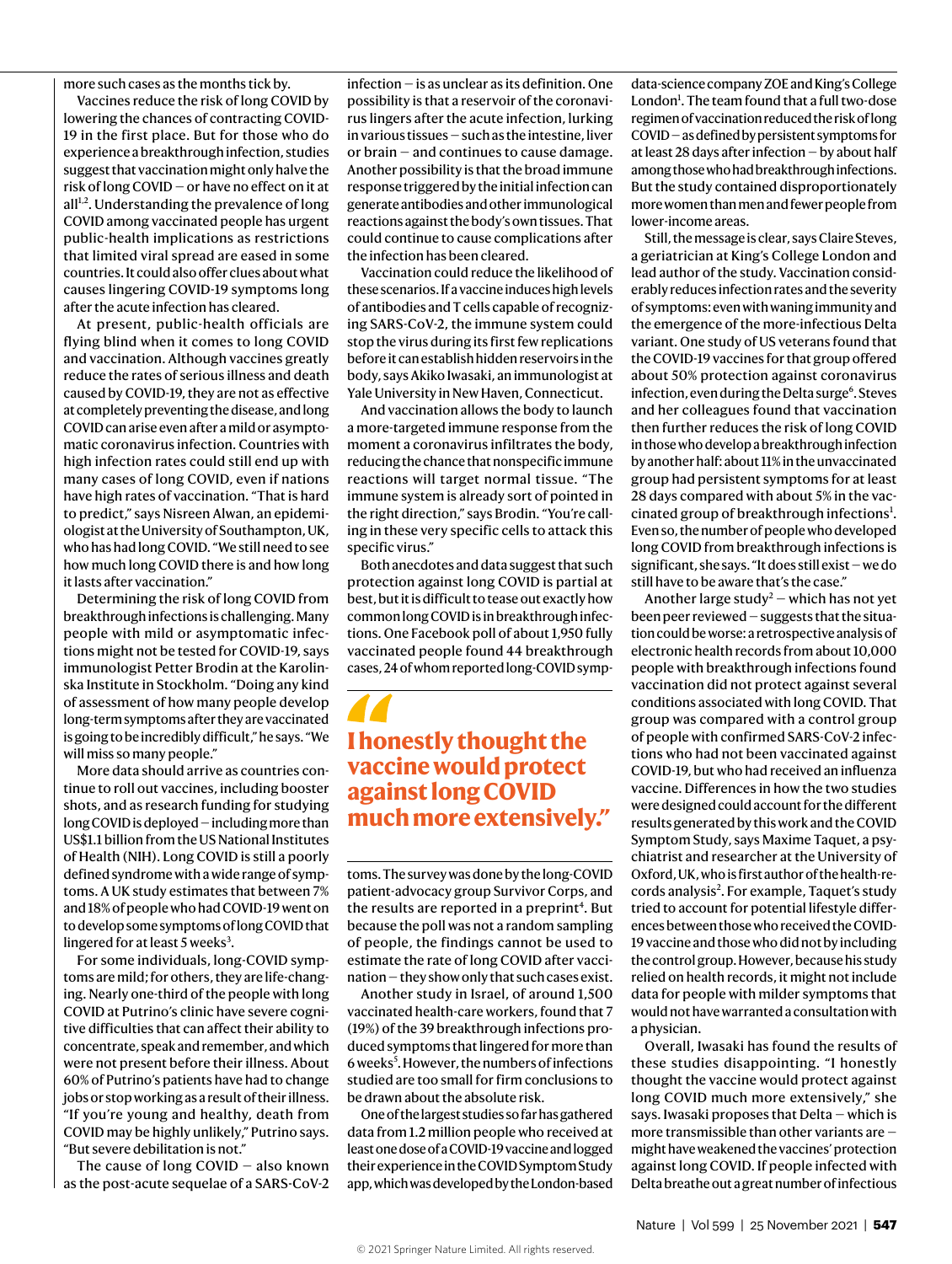more such cases as the months tick by.

Vaccines reduce the risk of long COVID by lowering the chances of contracting COVID-19 in the first place. But for those who do experience a breakthrough infection, studies suggest that vaccination might only halve the risk of long COVID — or have no effect on it at all[1,2]. Understanding the prevalence of long COVID among vaccinated people has urgent public-health implications as restrictions that limited viral spread are eased in some countries. It could also offer clues about what causes lingering COVID-19 symptoms long after the acute infection has cleared.

At present, public-health officials are flying blind when it comes to long COVID and vaccination. Although vaccines greatly reduce the rates of serious illness and death caused by COVID-19, they are not as effective at completely preventing the disease, and long COVID can arise even after a mild or asymptomatic coronavirus infection. Countries with high infection rates could still end up with many cases of long COVID, even if nations have high rates of vaccination. "That is hard to predict," says Nisreen Alwan, an epidemiologist at the University of Southampton, UK, who has had long COVID. "We still need to see how much long COVID there is and how long it lasts after vaccination."

Determining the risk of long COVID from breakthrough infections is challenging. Many people with mild or asymptomatic infections might not be tested for COVID-19, says immunologist Petter Brodin at the Karolinska Institute in Stockholm. "Doing any kind of assessment of how many people develop long-term symptoms after they are vaccinated is going to be incredibly difficult," he says. "We will miss so many people."

More data should arrive as countries continue to roll out vaccines, including booster shots, and as research funding for studying long COVID is deployed — including more than US$1.1 billion from the US National Institutes of Health (NIH). Long COVID is still a poorly defined syndrome with a wide range of symptoms. A UK study estimates that between 7% and 18% of people who had COVID-19 went on to develop some symptoms of long COVID that lingered for at least 5 weeks[3].

For some individuals, long-COVID symptoms are mild; for others, they are life-changing. Nearly one-third of the people with long COVID at Putrino's clinic have severe cognitive difficulties that can affect their ability to concentrate, speak and remember, and which were not present before their illness. About 60% of Putrino's patients have had to change jobs or stop working as a result of their illness. "If you're young and healthy, death from COVID may be highly unlikely," Putrino says. "But severe debilitation is not."

The cause of long COVID — also known as the post-acute sequelae of a SARS-CoV-2 infection — is as unclear as its definition. One possibility is that a reservoir of the coronavirus lingers after the acute infection, lurking in various tissues — such as the intestine, liver or brain — and continues to cause damage. Another possibility is that the broad immune response triggered by the initial infection can generate antibodies and other immunological reactions against the body's own tissues. That could continue to cause complications after the infection has been cleared.

Vaccination could reduce the likelihood of these scenarios. If a vaccine induces high levels of antibodies and T cells capable of recognizing SARS-CoV-2, the immune system could stop the virus during its first few replications before it can establish hidden reservoirs in the body, says Akiko Iwasaki, an immunologist at Yale University in New Haven, Connecticut.

And vaccination allows the body to launch a more-targeted immune response from the moment a coronavirus infiltrates the body, reducing the chance that nonspecific immune reactions will target normal tissue. "The immune system is already sort of pointed in the right direction," says Brodin. "You're calling in these very specific cells to attack this specific virus."

Both anecdotes and data suggest that such protection against long COVID is partial at best, but it is difficult to tease out exactly how common long COVID is in breakthrough infections. One Facebook poll of about 1,950 fully vaccinated people found 44 breakthrough cases, 24 of whom reported long-COVID symptoms. The survey was done by the long-COVID patient-advocacy group Survivor Corps, and the results are reported in a preprint[4]. But because the poll was not a random sampling of people, the findings cannot be used to estimate the rate of long COVID after vaccination — they show only that such cases exist.

> **"I honestly thought the vaccine would protect against long COVID much more extensively."**

Another study in Israel, of around 1,500 vaccinated health-care workers, found that 7 (19%) of the 39 breakthrough infections produced symptoms that lingered for more than 6 weeks[5]. However, the numbers of infections studied are too small for firm conclusions to be drawn about the absolute risk.

One of the largest studies so far has gathered data from 1.2 million people who received at least one dose of a COVID-19 vaccine and logged their experience in the COVID Symptom Study app, which was developed by the London-based data-science company ZOE and King's College London[1]. The team found that a full two-dose regimen of vaccination reduced the risk of long COVID — as defined by persistent symptoms for at least 28 days after infection — by about half among those who had breakthrough infections. But the study contained disproportionately more women than men and fewer people from lower-income areas.

Still, the message is clear, says Claire Steves, a geriatrician at King's College London and lead author of the study. Vaccination considerably reduces infection rates and the severity of symptoms: even with waning immunity and the emergence of the more-infectious Delta variant. One study of US veterans found that the COVID-19 vaccines for that group offered about 50% protection against coronavirus infection, even during the Delta surge[6]. Steves and her colleagues found that vaccination then further reduces the risk of long COVID in those who develop a breakthrough infection by another half: about 11% in the unvaccinated group had persistent symptoms for at least 28 days compared with about 5% in the vaccinated group of breakthrough infections[1]. Even so, the number of people who developed long COVID from breakthrough infections is significant, she says. "It does still exist — we do still have to be aware that's the case."

Another large study[2] — which has not yet been peer reviewed — suggests that the situation could be worse: a retrospective analysis of electronic health records from about 10,000 people with breakthrough infections found vaccination did not protect against several conditions associated with long COVID. That group was compared with a control group of people with confirmed SARS-CoV-2 infections who had not been vaccinated against COVID-19, but who had received an influenza vaccine. Differences in how the two studies were designed could account for the different results generated by this work and the COVID Symptom Study, says Maxime Taquet, a psychiatrist and researcher at the University of Oxford, UK, who is first author of the health-records analysis[2]. For example, Taquet's study tried to account for potential lifestyle differences between those who received the COVID-19 vaccine and those who did not by including the control group. However, because his study relied on health records, it might not include data for people with milder symptoms that would not have warranted a consultation with a physician.

Overall, Iwasaki has found the results of these studies disappointing. "I honestly thought the vaccine would protect against long COVID much more extensively," she says. Iwasaki proposes that Delta — which is more transmissible than other variants are — might have weakened the vaccines' protection against long COVID. If people infected with Delta breathe out a great number of infectious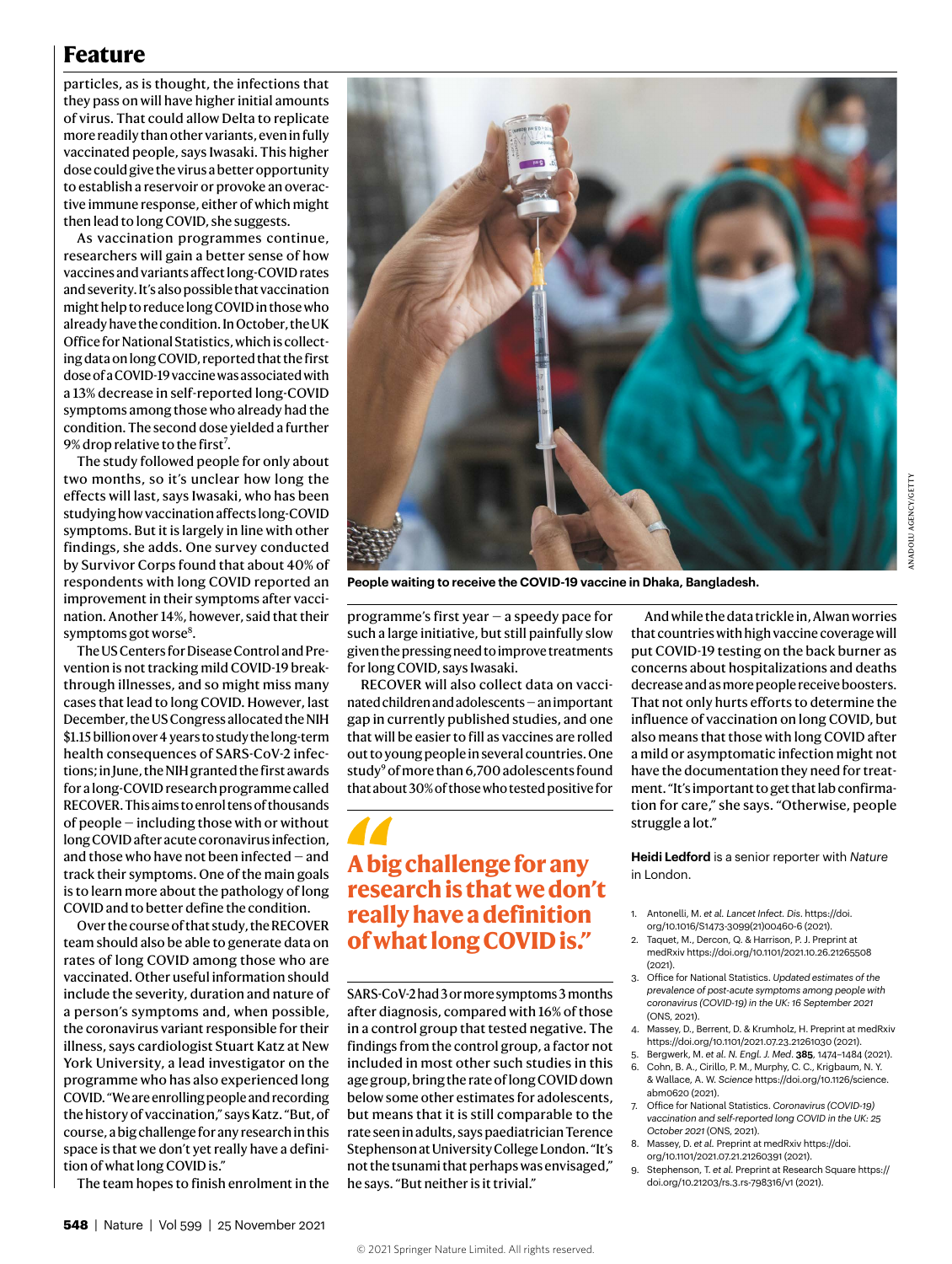particles, as is thought, the infections that they pass on will have higher initial amounts of virus. That could allow Delta to replicate more readily than other variants, even in fully vaccinated people, says Iwasaki. This higher dose could give the virus a better opportunity to establish a reservoir or provoke an overactive immune response, either of which might then lead to long COVID, she suggests.

As vaccination programmes continue, researchers will gain a better sense of how vaccines and variants affect long-COVID rates and severity. It's also possible that vaccination might help to reduce long COVID in those who already have the condition. In October, the UK Office for National Statistics, which is collecting data on long COVID, reported that the first dose of a COVID-19 vaccine was associated with a 13% decrease in self-reported long-COVID symptoms among those who already had the condition. The second dose yielded a further 9% drop relative to the first[7].

The study followed people for only about two months, so it's unclear how long the effects will last, says Iwasaki, who has been studying how vaccination affects long-COVID symptoms. But it is largely in line with other findings, she adds. One survey conducted by Survivor Corps found that about 40% of respondents with long COVID reported an improvement in their symptoms after vaccination. Another 14%, however, said that their symptoms got worse[8].

The US Centers for Disease Control and Prevention is not tracking mild COVID-19 breakthrough illnesses, and so might miss many cases that lead to long COVID. However, last December, the US Congress allocated the NIH $1.15 billion over 4 years to study the long-term health consequences of SARS-CoV-2 infections; in June, the NIH granted the first awards for a long-COVID research programme called RECOVER. This aims to enrol tens of thousands of people — including those with or without long COVID after acute coronavirus infection, and those who have not been infected — and track their symptoms. One of the main goals is to learn more about the pathology of long COVID and to better define the condition.

Over the course of that study, the RECOVER team should also be able to generate data on rates of long COVID among those who are vaccinated. Other useful information should include the severity, duration and nature of a person's symptoms and, when possible, the coronavirus variant responsible for their illness, says cardiologist Stuart Katz at New York University, a lead investigator on the programme who has also experienced long COVID. "We are enrolling people and recording the history of vaccination," says Katz. "But, of course, a big challenge for any research in this space is that we don't yet really have a definition of what long COVID is."

The team hopes to finish enrolment in the programme's first year — a speedy pace for such a large initiative, but still painfully slow given the pressing need to improve treatments for long COVID, says Iwasaki.

RECOVER will also collect data on vaccinated children and adolescents — an important gap in currently published studies, and one that will be easier to fill as vaccines are rolled out to young people in several countries. One study[9] of more than 6,700 adolescents found that about 30% of those who tested positive for SARS-CoV-2 had 3 or more symptoms 3 months after diagnosis, compared with 16% of those in a control group that tested negative. The findings from the control group, a factor not included in most other such studies in this age group, bring the rate of long COVID down below some other estimates for adolescents, but means that it is still comparable to the rate seen in adults, says paediatrician Terence Stephenson at University College London. "It's not the tsunami that perhaps was envisaged," he says. "But neither is it trivial."

> **"A big challenge for any research is that we don't really have a definition of what long COVID is."**

And while the data trickle in, Alwan worries that countries with high vaccine coverage will put COVID-19 testing on the back burner as concerns about hospitalizations and deaths decrease and as more people receive boosters. That not only hurts efforts to determine the influence of vaccination on long COVID, but also means that those with long COVID after a mild or asymptomatic infection might not have the documentation they need for treatment. "It's important to get that lab confirmation for care," she says. "Otherwise, people struggle a lot."

**People waiting to receive the COVID-19 vaccine in Dhaka, Bangladesh.**

ANADOLU AGENCY/GETTY

**Heidi Ledford** is a senior reporter with *Nature* in London.

1. Antonelli, M. *et al. Lancet Infect. Dis.* https://doi.org/10.1016/S1473-3099(21)00460-6 (2021).
2. Taquet, M., Dercon, Q. & Harrison, P. J. Preprint at medRxiv https://doi.org/10.1101/2021.10.26.21265508 (2021).
3. Office for National Statistics. *Updated estimates of the prevalence of post-acute symptoms among people with coronavirus (COVID-19) in the UK: 16 September 2021* (ONS, 2021).
4. Massey, D., Berrent, D. & Krumholz, H. Preprint at medRxiv https://doi.org/10.1101/2021.07.23.21261030 (2021).
5. Bergwerk, M. *et al. N. Engl. J. Med.* **385**, 1474–1484 (2021).
6. Cohn, B. A., Cirillo, P. M., Murphy, C. C., Krigbaum, N. Y. & Wallace, A. W. *Science* https://doi.org/10.1126/science.abm0620 (2021).
7. Office for National Statistics. *Coronavirus (COVID-19) vaccination and self-reported long COVID in the UK: 25 October 2021* (ONS, 2021).
8. Massey, D. *et al.* Preprint at medRxiv https://doi.org/10.1101/2021.07.21.21260391 (2021).
9. Stephenson, T. *et al.* Preprint at Research Square https://doi.org/10.21203/rs.3.rs-798316/v1 (2021).